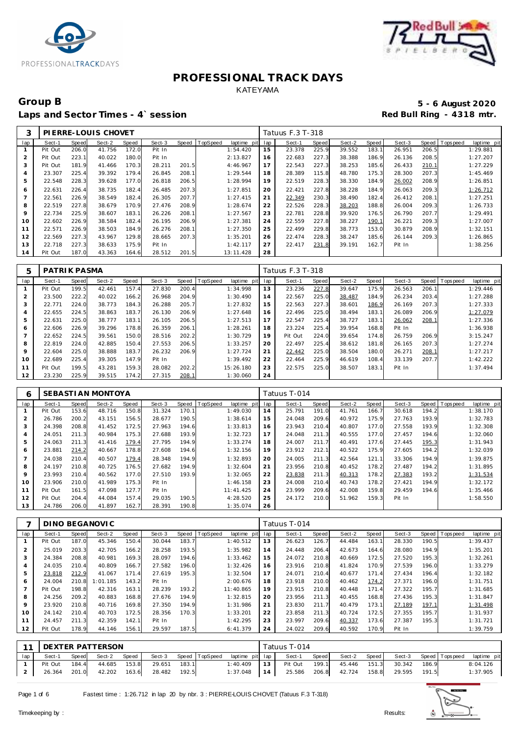# PROFESSIONAL TRACK DAYS

KATEYAMA

## Group B

**5 - 6 August 2020**

### Laps and Sector Times - 4` session

**Red Bull Ring - 4318 mtr.**

| 3 | PIERRE-LOUIS CHOVET | | | | | | | | Tatuus F.3 T-318 | | | | | | | | |
|---|---|---|---|---|---|---|---|---|---|---|---|---|---|---|---|---|---|
| lap | Sect-1 | Speed | Sect-2 | Speed | Sect-3 | Speed | TopSpeed | laptime pit | lap | Sect-1 | Speed | Sect-2 | Speed | Sect-3 | Speed | Topspeed | laptime pit |
| 1 | Pit Out | 206.0 | 41.756 | 172.0 | Pit In | | | 1:54.420 | 15 | 23.378 | 225.9 | 39.552 | 183.1 | 26.951 | 206.5 | | 1:29.881 |
| 2 | Pit Out | 223.1 | 40.022 | 180.0 | Pit In | | | 2:13.827 | 16 | 22.683 | 227.3 | 38.388 | 186.9 | 26.136 | 208.5 | | 1:27.207 |
| 3 | Pit Out | 181.9 | 41.466 | 170.3 | 28.211 | 201.5 | | 4:46.967 | 17 | 22.543 | 227.3 | 38.253 | 185.6 | 26.433 | 210.1 | | 1:27.229 |
| 4 | 23.307 | 225.4 | 39.392 | 179.4 | 26.845 | 208.1 | | 1:29.544 | 18 | 28.389 | 115.8 | 48.780 | 175.3 | 28.300 | 207.3 | | 1:45.469 |
| 5 | 22.548 | 228.3 | 39.628 | 177.0 | 26.818 | 206.5 | | 1:28.994 | 19 | 22.519 | 228.3 | 38.330 | 184.9 | 26.002 | 208.9 | | 1:26.851 |
| 6 | 22.631 | 226.4 | 38.735 | 182.4 | 26.485 | 207.3 | | 1:27.851 | 20 | 22.421 | 227.8 | 38.228 | 184.9 | 26.063 | 209.3 | | 1:26.712 |
| 7 | 22.561 | 226.9 | 38.549 | 182.4 | 26.305 | 207.7 | | 1:27.415 | 21 | 22.349 | 230.3 | 38.490 | 182.4 | 26.412 | 208.1 | | 1:27.251 |
| 8 | 22.519 | 227.8 | 38.679 | 170.9 | 27.476 | 208.9 | | 1:28.674 | 22 | 22.526 | 228.3 | 38.203 | 188.8 | 26.004 | 209.3 | | 1:26.733 |
| 9 | 22.734 | 225.9 | 38.607 | 183.1 | 26.226 | 208.1 | | 1:27.567 | 23 | 22.781 | 228.8 | 39.920 | 176.5 | 26.790 | 207.7 | | 1:29.491 |
| 10 | 22.602 | 226.9 | 38.584 | 182.4 | 26.195 | 206.9 | | 1:27.381 | 24 | 22.559 | 227.8 | 38.227 | 190.1 | 26.221 | 209.3 | | 1:27.007 |
| 11 | 22.571 | 226.9 | 38.503 | 184.9 | 26.276 | 208.1 | | 1:27.350 | 25 | 22.499 | 229.8 | 38.773 | 153.0 | 30.879 | 208.9 | | 1:32.151 |
| 12 | 22.569 | 227.3 | 43.967 | 129.8 | 28.665 | 207.3 | | 1:35.201 | 26 | 22.474 | 228.3 | 38.247 | 185.6 | 26.144 | 209.3 | | 1:26.865 |
| 13 | 22.718 | 227.3 | 38.633 | 175.9 | Pit In | | | 1:42.117 | 27 | 22.417 | 231.8 | 39.191 | 162.7 | Pit In | | | 1:38.256 |
| 14 | Pit Out | 187.0 | 43.363 | 164.6 | 28.512 | 201.5 | | 13:11.428 | 28 | | | | | | | | |

| 5 | PATRIK PASMA | | | | | | | | Tatuus F.3 T-318 | | | | | | | | |
|---|---|---|---|---|---|---|---|---|---|---|---|---|---|---|---|---|---|
| lap | Sect-1 | Speed | Sect-2 | Speed | Sect-3 | Speed | TopSpeed | laptime pit | lap | Sect-1 | Speed | Sect-2 | Speed | Sect-3 | Speed | Topspeed | laptime pit |
| 1 | Pit Out | 199.5 | 42.461 | 157.4 | 27.830 | 200.4 | | 1:34.998 | 13 | 23.236 | 227.8 | 39.647 | 175.9 | 26.563 | 206.1 | | 1:29.446 |
| 2 | 23.500 | 222.2 | 40.022 | 166.2 | 26.968 | 204.9 | | 1:30.490 | 14 | 22.567 | 225.0 | 38.487 | 184.9 | 26.234 | 203.4 | | 1:27.288 |
| 3 | 22.771 | 224.0 | 38.773 | 184.3 | 26.288 | 205.7 | | 1:27.832 | 15 | 22.563 | 227.3 | 38.601 | 186.9 | 26.169 | 207.3 | | 1:27.333 |
| 4 | 22.655 | 224.5 | 38.863 | 183.7 | 26.130 | 206.9 | | 1:27.648 | 16 | 22.496 | 225.0 | 38.494 | 183.1 | 26.089 | 206.9 | | 1:27.079 |
| 5 | 22.631 | 225.0 | 38.777 | 183.1 | 26.105 | 206.5 | | 1:27.513 | 17 | 22.547 | 225.4 | 38.727 | 183.1 | 26.062 | 208.1 | | 1:27.336 |
| 6 | 22.606 | 226.9 | 39.296 | 178.8 | 26.359 | 206.1 | | 1:28.261 | 18 | 23.224 | 225.4 | 39.954 | 168.8 | Pit In | | | 1:36.938 |
| 7 | 22.652 | 224.5 | 39.561 | 150.0 | 28.516 | 202.2 | | 1:30.729 | 19 | Pit Out | 224.0 | 39.654 | 174.8 | 26.759 | 206.9 | | 3:15.247 |
| 8 | 22.819 | 224.0 | 42.885 | 150.4 | 27.553 | 206.5 | | 1:33.257 | 20 | 22.497 | 225.4 | 38.612 | 181.8 | 26.165 | 207.3 | | 1:27.274 |
| 9 | 22.604 | 225.0 | 38.888 | 183.7 | 26.232 | 206.9 | | 1:27.724 | 21 | 22.442 | 225.0 | 38.504 | 180.0 | 26.271 | 208.1 | | 1:27.217 |
| 10 | 22.689 | 225.4 | 39.305 | 147.9 | Pit In | | | 1:39.492 | 22 | 22.464 | 225.9 | 46.619 | 108.4 | 33.139 | 207.7 | | 1:42.222 |
| 11 | Pit Out | 199.5 | 43.281 | 159.3 | 28.082 | 202.2 | | 15:26.180 | 23 | 22.575 | 225.0 | 38.507 | 183.1 | Pit In | | | 1:37.494 |
| 12 | 23.230 | 225.9 | 39.515 | 174.2 | 27.315 | 208.1 | | 1:30.060 | 24 | | | | | | | | |

| 6 | SEBASTIAN MONTOYA | | | | | | | | Tatuus T-014 | | | | | | | | |
|---|---|---|---|---|---|---|---|---|---|---|---|---|---|---|---|---|---|
| lap | Sect-1 | Speed | Sect-2 | Speed | Sect-3 | Speed | TopSpeed | laptime pit | lap | Sect-1 | Speed | Sect-2 | Speed | Sect-3 | Speed | Topspeed | laptime pit |
| 1 | Pit Out | 153.6 | 48.716 | 150.8 | 31.324 | 170.1 | | 1:49.030 | 14 | 25.791 | 191.0 | 41.761 | 166.7 | 30.618 | 194.2 | | 1:38.170 |
| 2 | 26.786 | 200.2 | 43.151 | 156.5 | 28.677 | 190.5 | | 1:38.614 | 15 | 24.048 | 209.6 | 40.972 | 175.9 | 27.763 | 193.9 | | 1:32.783 |
| 3 | 24.398 | 208.8 | 41.452 | 172.5 | 27.963 | 194.6 | | 1:33.813 | 16 | 23.943 | 210.4 | 40.807 | 177.0 | 27.558 | 193.9 | | 1:32.308 |
| 4 | 24.051 | 211.3 | 40.984 | 175.3 | 27.688 | 193.9 | | 1:32.723 | 17 | 24.048 | 211.3 | 40.555 | 177.0 | 27.457 | 194.6 | | 1:32.060 |
| 5 | 24.063 | 211.3 | 41.416 | 179.4 | 27.795 | 194.9 | | 1:33.274 | 18 | 24.007 | 211.7 | 40.491 | 177.6 | 27.445 | 195.3 | | 1:31.943 |
| 6 | 23.881 | 214.2 | 40.667 | 178.8 | 27.608 | 194.6 | | 1:32.156 | 19 | 23.912 | 212.1 | 40.522 | 175.9 | 27.605 | 194.2 | | 1:32.039 |
| 7 | 24.038 | 210.4 | 40.507 | 179.4 | 28.348 | 194.9 | | 1:32.893 | 20 | 24.005 | 211.3 | 42.564 | 121.1 | 33.306 | 194.9 | | 1:39.875 |
| 8 | 24.197 | 210.8 | 40.725 | 176.5 | 27.682 | 194.9 | | 1:32.604 | 21 | 23.956 | 210.8 | 40.452 | 178.2 | 27.487 | 194.2 | | 1:31.895 |
| 9 | 23.993 | 210.4 | 40.562 | 177.0 | 27.510 | 193.9 | | 1:32.065 | 22 | 23.838 | 211.3 | 40.313 | 178.2 | 27.383 | 193.2 | | 1:31.534 |
| 10 | 23.906 | 210.0 | 41.989 | 175.3 | Pit In | | | 1:46.158 | 23 | 24.008 | 210.4 | 40.743 | 178.2 | 27.421 | 194.9 | | 1:32.172 |
| 11 | Pit Out | 161.5 | 47.098 | 127.7 | Pit In | | | 11:41.425 | 24 | 23.999 | 209.6 | 42.008 | 159.8 | 29.459 | 194.6 | | 1:35.466 |
| 12 | Pit Out | 204.4 | 44.084 | 157.4 | 29.035 | 190.5 | | 4:28.520 | 25 | 24.172 | 210.0 | 51.962 | 159.3 | Pit In | | | 1:58.550 |
| 13 | 24.786 | 206.0 | 41.897 | 162.7 | 28.391 | 190.8 | | 1:35.074 | 26 | | | | | | | | |

| 7 | DINO BEGANOVIC | | | | | | | | Tatuus T-014 | | | | | | | | |
|---|---|---|---|---|---|---|---|---|---|---|---|---|---|---|---|---|---|
| lap | Sect-1 | Speed | Sect-2 | Speed | Sect-3 | Speed | TopSpeed | laptime pit | lap | Sect-1 | Speed | Sect-2 | Speed | Sect-3 | Speed | Topspeed | laptime pit |
| 1 | Pit Out | 187.0 | 45.346 | 150.4 | 30.044 | 183.7 | | 1:40.512 | 13 | 26.623 | 126.7 | 44.484 | 163.1 | 28.330 | 190.5 | | 1:39.437 |
| 2 | 25.019 | 203.3 | 42.705 | 166.2 | 28.258 | 193.5 | | 1:35.982 | 14 | 24.448 | 206.4 | 42.673 | 164.6 | 28.080 | 194.9 | | 1:35.201 |
| 3 | 24.384 | 208.8 | 40.981 | 169.3 | 28.097 | 194.6 | | 1:33.462 | 15 | 24.072 | 210.8 | 40.669 | 172.5 | 27.520 | 195.3 | | 1:32.261 |
| 4 | 24.035 | 210.4 | 40.809 | 166.7 | 27.582 | 196.0 | | 1:32.426 | 16 | 23.916 | 210.8 | 41.824 | 170.9 | 27.539 | 196.0 | | 1:33.279 |
| 5 | 23.818 | 212.9 | 41.067 | 171.4 | 27.619 | 195.3 | | 1:32.504 | 17 | 24.071 | 210.4 | 40.677 | 171.4 | 27.434 | 196.4 | | 1:32.182 |
| 6 | 24.004 | 210.8 | 1:01.185 | 143.2 | Pit In | | | 2:00.676 | 18 | 23.918 | 210.0 | 40.462 | 174.2 | 27.371 | 196.0 | | 1:31.751 |
| 7 | Pit Out | 198.8 | 42.316 | 163.1 | 28.239 | 193.2 | | 11:40.865 | 19 | 23.915 | 210.8 | 40.448 | 171.4 | 27.322 | 195.7 | | 1:31.685 |
| 8 | 24.256 | 209.2 | 40.883 | 168.8 | 27.676 | 194.9 | | 1:32.815 | 20 | 23.956 | 211.3 | 40.455 | 168.8 | 27.436 | 195.3 | | 1:31.847 |
| 9 | 23.920 | 210.8 | 40.716 | 169.8 | 27.350 | 194.9 | | 1:31.986 | 21 | 23.830 | 211.7 | 40.479 | 173.1 | 27.189 | 197.1 | | 1:31.498 |
| 10 | 24.142 | 210.4 | 40.703 | 172.5 | 28.356 | 170.3 | | 1:33.201 | 22 | 23.858 | 211.3 | 40.724 | 172.5 | 27.355 | 195.7 | | 1:31.937 |
| 11 | 24.457 | 211.3 | 42.359 | 142.1 | Pit In | | | 1:42.295 | 23 | 23.997 | 209.6 | 40.337 | 173.6 | 27.387 | 195.3 | | 1:31.721 |
| 12 | Pit Out | 178.9 | 44.146 | 156.1 | 29.597 | 187.5 | | 6:41.379 | 24 | 24.022 | 209.6 | 40.592 | 170.9 | Pit In | | | 1:39.759 |

| 11 | DEXTER PATTERSON | | | | | | | | Tatuus T-014 | | | | | | | | |
|---|---|---|---|---|---|---|---|---|---|---|---|---|---|---|---|---|---|
| lap | Sect-1 | Speed | Sect-2 | Speed | Sect-3 | Speed | TopSpeed | laptime pit | lap | Sect-1 | Speed | Sect-2 | Speed | Sect-3 | Speed | Topspeed | laptime pit |
| 1 | Pit Out | 184.4 | 44.685 | 153.8 | 29.651 | 183.1 | | 1:40.409 | 13 | Pit Out | 199.1 | 45.446 | 151.3 | 30.342 | 186.9 | | 8:04.126 |
| 2 | 26.364 | 201.0 | 42.202 | 163.6 | 28.482 | 192.5 | | 1:37.048 | 14 | 25.586 | 206.8 | 42.724 | 158.8 | 29.595 | 191.5 | | 1:37.905 |

Fastest time : 1:26.712 in lap 20 by nbr. 3 : PIERRE-LOUIS CHOVET (Tatuus F.3 T-318)

Timekeeping by : Results: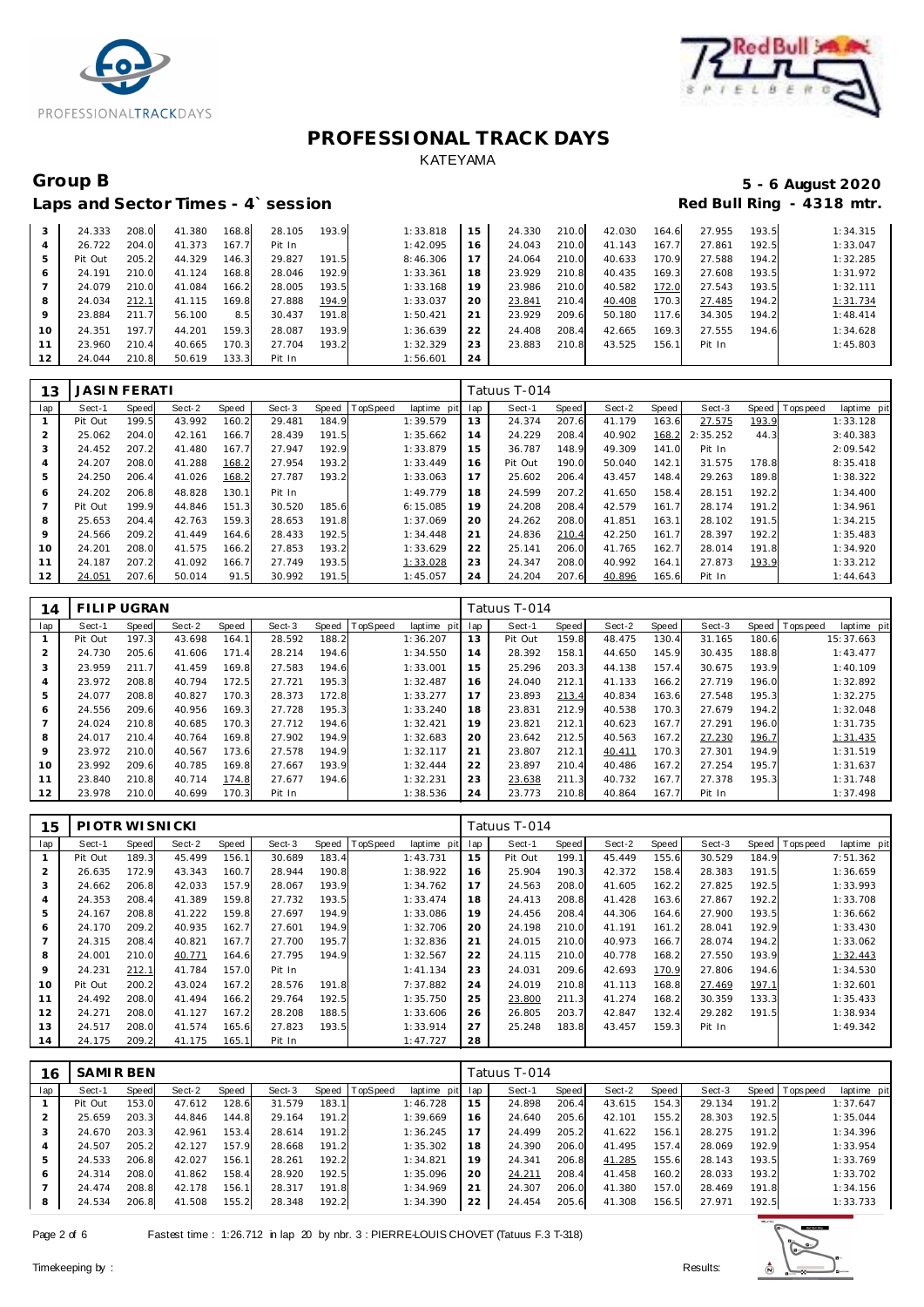# PROFESSIONAL TRACK DAYS

KATEYAMA

## Group B

**5 - 6 August 2020**

## Laps and Sector Times - 4` session

**Red Bull Ring - 4318 mtr.**

| lap | Sect-1 | Speed | Sect-2 | Speed | Sect-3 | Speed | TopSpeed | laptime pit | lap | Sect-1 | Speed | Sect-2 | Speed | Sect-3 | Speed | Topspeed | laptime pit |
|---|---|---|---|---|---|---|---|---|---|---|---|---|---|---|---|---|---|
| 3 | 24.333 | 208.0 | 41.380 | 168.8 | 28.105 | 193.9 | | 1:33.818 | 15 | 24.330 | 210.0 | 42.030 | 164.6 | 27.955 | 193.5 | | 1:34.315 |
| 4 | 26.722 | 204.0 | 41.373 | 167.7 | Pit In | | | 1:42.095 | 16 | 24.043 | 210.0 | 41.143 | 167.7 | 27.861 | 192.5 | | 1:33.047 |
| 5 | Pit Out | 205.2 | 44.329 | 146.3 | 29.827 | 191.5 | | 8:46.306 | 17 | 24.064 | 210.0 | 40.633 | 170.9 | 27.588 | 194.2 | | 1:32.285 |
| 6 | 24.191 | 210.0 | 41.124 | 168.8 | 28.046 | 192.9 | | 1:33.361 | 18 | 23.929 | 210.8 | 40.435 | 169.3 | 27.608 | 193.5 | | 1:31.972 |
| 7 | 24.079 | 210.0 | 41.084 | 166.2 | 28.005 | 193.5 | | 1:33.168 | 19 | 23.986 | 210.0 | 40.582 | 172.0 | 27.543 | 193.5 | | 1:32.111 |
| 8 | 24.034 | 212.1 | 41.115 | 169.8 | 27.888 | 194.9 | | 1:33.037 | 20 | 23.841 | 210.4 | 40.408 | 170.3 | 27.485 | 194.2 | | 1:31.734 |
| 9 | 23.884 | 211.7 | 56.100 | 8.5 | 30.437 | 191.8 | | 1:50.421 | 21 | 23.929 | 209.6 | 50.180 | 117.6 | 34.305 | 194.2 | | 1:48.414 |
| 10 | 24.351 | 197.7 | 44.201 | 159.3 | 28.087 | 193.9 | | 1:36.639 | 22 | 24.408 | 208.4 | 42.665 | 169.3 | 27.555 | 194.6 | | 1:34.628 |
| 11 | 23.960 | 210.4 | 40.665 | 170.3 | 27.704 | 193.2 | | 1:32.329 | 23 | 23.883 | 210.8 | 43.525 | 156.1 | Pit In | | | 1:45.803 |
| 12 | 24.044 | 210.8 | 50.619 | 133.3 | Pit In | | | 1:56.601 | 24 | | | | | | | | |

**13 JASIN FERATI** — Tatuus T-014

| lap | Sect-1 | Speed | Sect-2 | Speed | Sect-3 | Speed | TopSpeed | laptime pit | lap | Sect-1 | Speed | Sect-2 | Speed | Sect-3 | Speed | Topspeed | laptime pit |
|---|---|---|---|---|---|---|---|---|---|---|---|---|---|---|---|---|---|
| 1 | Pit Out | 199.5 | 43.992 | 160.2 | 29.481 | 184.9 | | 1:39.579 | 13 | 24.374 | 207.6 | 41.179 | 163.6 | 27.575 | 193.9 | | 1:33.128 |
| 2 | 25.062 | 204.0 | 42.161 | 166.7 | 28.439 | 191.5 | | 1:35.662 | 14 | 24.229 | 208.4 | 40.902 | 168.2 | 2:35.252 | 44.3 | | 3:40.383 |
| 3 | 24.452 | 207.2 | 41.480 | 167.7 | 27.947 | 192.9 | | 1:33.879 | 15 | 36.787 | 148.9 | 49.309 | 141.0 | Pit In | | | 2:09.542 |
| 4 | 24.207 | 208.0 | 41.288 | 168.2 | 27.954 | 193.2 | | 1:33.449 | 16 | Pit Out | 190.0 | 50.040 | 142.1 | 31.575 | 178.8 | | 8:35.418 |
| 5 | 24.250 | 206.4 | 41.026 | 168.2 | 27.787 | 193.2 | | 1:33.063 | 17 | 25.602 | 206.4 | 43.457 | 148.4 | 29.263 | 189.8 | | 1:38.322 |
| 6 | 24.202 | 206.8 | 48.828 | 130.1 | Pit In | | | 1:49.779 | 18 | 24.599 | 207.2 | 41.650 | 158.4 | 28.151 | 192.2 | | 1:34.400 |
| 7 | Pit Out | 199.9 | 44.846 | 151.3 | 30.520 | 185.6 | | 6:15.085 | 19 | 24.208 | 208.4 | 42.579 | 161.7 | 28.174 | 191.2 | | 1:34.961 |
| 8 | 25.653 | 204.4 | 42.763 | 159.3 | 28.653 | 191.8 | | 1:37.069 | 20 | 24.262 | 208.0 | 41.851 | 163.1 | 28.102 | 191.5 | | 1:34.215 |
| 9 | 24.566 | 209.2 | 41.449 | 164.6 | 28.433 | 192.5 | | 1:34.448 | 21 | 24.836 | 210.4 | 42.250 | 161.7 | 28.397 | 192.2 | | 1:35.483 |
| 10 | 24.201 | 208.0 | 41.575 | 166.2 | 27.853 | 193.2 | | 1:33.629 | 22 | 25.141 | 206.0 | 41.765 | 162.7 | 28.014 | 191.8 | | 1:34.920 |
| 11 | 24.187 | 207.2 | 41.092 | 166.7 | 27.749 | 193.5 | | 1:33.028 | 23 | 24.347 | 208.0 | 40.992 | 164.1 | 27.873 | 193.9 | | 1:33.212 |
| 12 | 24.051 | 207.6 | 50.014 | 91.5 | 30.992 | 191.5 | | 1:45.057 | 24 | 24.204 | 207.6 | 40.896 | 165.6 | Pit In | | | 1:44.643 |

**14 FILIP UGRAN** — Tatuus T-014

| lap | Sect-1 | Speed | Sect-2 | Speed | Sect-3 | Speed | TopSpeed | laptime pit | lap | Sect-1 | Speed | Sect-2 | Speed | Sect-3 | Speed | Topspeed | laptime pit |
|---|---|---|---|---|---|---|---|---|---|---|---|---|---|---|---|---|---|
| 1 | Pit Out | 197.3 | 43.698 | 164.1 | 28.592 | 188.2 | | 1:36.207 | 13 | Pit Out | 159.8 | 48.475 | 130.4 | 31.165 | 180.6 | | 15:37.663 |
| 2 | 24.730 | 205.6 | 41.606 | 171.4 | 28.214 | 194.6 | | 1:34.550 | 14 | 28.392 | 158.1 | 44.650 | 145.9 | 30.435 | 188.8 | | 1:43.477 |
| 3 | 23.959 | 211.7 | 41.459 | 169.8 | 27.583 | 194.6 | | 1:33.001 | 15 | 25.296 | 203.3 | 44.138 | 157.4 | 30.675 | 193.9 | | 1:40.109 |
| 4 | 23.972 | 208.8 | 40.794 | 172.5 | 27.721 | 195.3 | | 1:32.487 | 16 | 24.040 | 212.1 | 41.133 | 166.2 | 27.719 | 196.0 | | 1:32.892 |
| 5 | 24.077 | 208.8 | 40.827 | 170.3 | 28.373 | 172.8 | | 1:33.277 | 17 | 23.893 | 213.4 | 40.834 | 163.6 | 27.548 | 195.3 | | 1:32.275 |
| 6 | 24.556 | 209.6 | 40.956 | 169.3 | 27.728 | 195.3 | | 1:33.240 | 18 | 23.831 | 212.9 | 40.538 | 170.3 | 27.679 | 194.2 | | 1:32.048 |
| 7 | 24.024 | 210.8 | 40.685 | 170.3 | 27.712 | 194.6 | | 1:32.421 | 19 | 23.821 | 212.1 | 40.623 | 167.7 | 27.291 | 196.0 | | 1:31.735 |
| 8 | 24.017 | 210.4 | 40.764 | 169.8 | 27.902 | 194.9 | | 1:32.683 | 20 | 23.642 | 212.5 | 40.563 | 167.2 | 27.230 | 196.7 | | 1:31.435 |
| 9 | 23.972 | 210.0 | 40.567 | 173.6 | 27.578 | 194.9 | | 1:32.117 | 21 | 23.807 | 212.1 | 40.411 | 170.3 | 27.301 | 194.9 | | 1:31.519 |
| 10 | 23.992 | 209.6 | 40.785 | 169.8 | 27.667 | 193.9 | | 1:32.444 | 22 | 23.897 | 210.4 | 40.486 | 167.2 | 27.254 | 195.7 | | 1:31.637 |
| 11 | 23.840 | 210.8 | 40.714 | 174.8 | 27.677 | 194.6 | | 1:32.231 | 23 | 23.638 | 211.3 | 40.732 | 167.7 | 27.378 | 195.3 | | 1:31.748 |
| 12 | 23.978 | 210.0 | 40.699 | 170.3 | Pit In | | | 1:38.536 | 24 | 23.773 | 210.8 | 40.864 | 167.7 | Pit In | | | 1:37.498 |

**15 PIOTR WISNICKI** — Tatuus T-014

| lap | Sect-1 | Speed | Sect-2 | Speed | Sect-3 | Speed | TopSpeed | laptime pit | lap | Sect-1 | Speed | Sect-2 | Speed | Sect-3 | Speed | Topspeed | laptime pit |
|---|---|---|---|---|---|---|---|---|---|---|---|---|---|---|---|---|---|
| 1 | Pit Out | 189.3 | 45.499 | 156.1 | 30.689 | 183.4 | | 1:43.731 | 15 | Pit Out | 199.1 | 45.449 | 155.6 | 30.529 | 184.9 | | 7:51.362 |
| 2 | 26.635 | 172.9 | 43.343 | 160.7 | 28.944 | 190.8 | | 1:38.922 | 16 | 25.904 | 190.3 | 42.372 | 158.4 | 28.383 | 191.5 | | 1:36.659 |
| 3 | 24.662 | 206.8 | 42.033 | 157.9 | 28.067 | 193.9 | | 1:34.762 | 17 | 24.563 | 208.0 | 41.605 | 162.2 | 27.825 | 192.5 | | 1:33.993 |
| 4 | 24.353 | 208.4 | 41.389 | 159.8 | 27.732 | 193.5 | | 1:33.474 | 18 | 24.413 | 208.8 | 41.428 | 163.6 | 27.867 | 192.2 | | 1:33.708 |
| 5 | 24.167 | 208.8 | 41.222 | 159.8 | 27.697 | 194.9 | | 1:33.086 | 19 | 24.456 | 208.4 | 44.306 | 164.6 | 27.900 | 193.5 | | 1:36.662 |
| 6 | 24.170 | 209.2 | 40.935 | 162.7 | 27.601 | 194.9 | | 1:32.706 | 20 | 24.198 | 210.0 | 41.191 | 161.2 | 28.041 | 192.9 | | 1:33.430 |
| 7 | 24.315 | 208.4 | 40.821 | 167.7 | 27.700 | 195.7 | | 1:32.836 | 21 | 24.015 | 210.0 | 40.973 | 166.7 | 28.074 | 194.2 | | 1:33.062 |
| 8 | 24.001 | 210.0 | 40.771 | 164.6 | 27.795 | 194.9 | | 1:32.567 | 22 | 24.115 | 210.0 | 40.778 | 168.2 | 27.550 | 193.9 | | 1:32.443 |
| 9 | 24.231 | 212.1 | 41.784 | 157.0 | Pit In | | | 1:41.134 | 23 | 24.031 | 209.6 | 42.693 | 170.9 | 27.806 | 194.6 | | 1:34.530 |
| 10 | Pit Out | 200.2 | 43.024 | 167.2 | 28.576 | 191.8 | | 7:37.882 | 24 | 24.019 | 210.8 | 41.113 | 168.8 | 27.469 | 197.1 | | 1:32.601 |
| 11 | 24.492 | 208.0 | 41.494 | 166.2 | 29.764 | 192.5 | | 1:35.750 | 25 | 23.800 | 211.3 | 41.274 | 168.2 | 30.359 | 133.3 | | 1:35.433 |
| 12 | 24.271 | 208.0 | 41.127 | 167.2 | 28.208 | 188.5 | | 1:33.606 | 26 | 26.805 | 203.7 | 42.847 | 132.4 | 29.282 | 191.5 | | 1:38.934 |
| 13 | 24.517 | 208.0 | 41.574 | 165.6 | 27.823 | 193.5 | | 1:33.914 | 27 | 25.248 | 183.8 | 43.457 | 159.3 | Pit In | | | 1:49.342 |
| 14 | 24.175 | 209.2 | 41.175 | 165.1 | Pit In | | | 1:47.727 | 28 | | | | | | | | |

**16 SAMIR BEN** — Tatuus T-014

| lap | Sect-1 | Speed | Sect-2 | Speed | Sect-3 | Speed | TopSpeed | laptime pit | lap | Sect-1 | Speed | Sect-2 | Speed | Sect-3 | Speed | Topspeed | laptime pit |
|---|---|---|---|---|---|---|---|---|---|---|---|---|---|---|---|---|---|
| 1 | Pit Out | 153.0 | 47.612 | 128.6 | 31.579 | 183.1 | | 1:46.728 | 15 | 24.898 | 206.4 | 43.615 | 154.3 | 29.134 | 191.2 | | 1:37.647 |
| 2 | 25.659 | 203.3 | 44.846 | 144.8 | 29.164 | 191.2 | | 1:39.669 | 16 | 24.640 | 205.6 | 42.101 | 155.2 | 28.303 | 192.5 | | 1:35.044 |
| 3 | 24.670 | 203.3 | 42.961 | 153.4 | 28.614 | 191.2 | | 1:36.245 | 17 | 24.499 | 205.2 | 41.622 | 156.1 | 28.275 | 191.2 | | 1:34.396 |
| 4 | 24.507 | 205.2 | 42.127 | 157.9 | 28.668 | 191.2 | | 1:35.302 | 18 | 24.390 | 206.0 | 41.495 | 157.4 | 28.069 | 192.9 | | 1:33.954 |
| 5 | 24.533 | 206.8 | 42.027 | 156.1 | 28.261 | 192.2 | | 1:34.821 | 19 | 24.341 | 206.8 | 41.285 | 155.6 | 28.143 | 193.5 | | 1:33.769 |
| 6 | 24.314 | 208.0 | 41.862 | 158.4 | 28.920 | 192.5 | | 1:35.096 | 20 | 24.211 | 208.4 | 41.458 | 160.2 | 28.033 | 193.2 | | 1:33.702 |
| 7 | 24.474 | 208.8 | 42.178 | 156.1 | 28.317 | 191.8 | | 1:34.969 | 21 | 24.307 | 206.0 | 41.380 | 157.0 | 28.469 | 191.8 | | 1:34.156 |
| 8 | 24.534 | 206.8 | 41.508 | 155.2 | 28.348 | 192.2 | | 1:34.390 | 22 | 24.454 | 205.6 | 41.308 | 156.5 | 27.971 | 192.5 | | 1:33.733 |

Fastest time : 1:26.712 in lap 20 by nbr. 3 : PIERRE-LOUIS CHOVET (Tatuus F.3 T-318)

Timekeeping by : Results: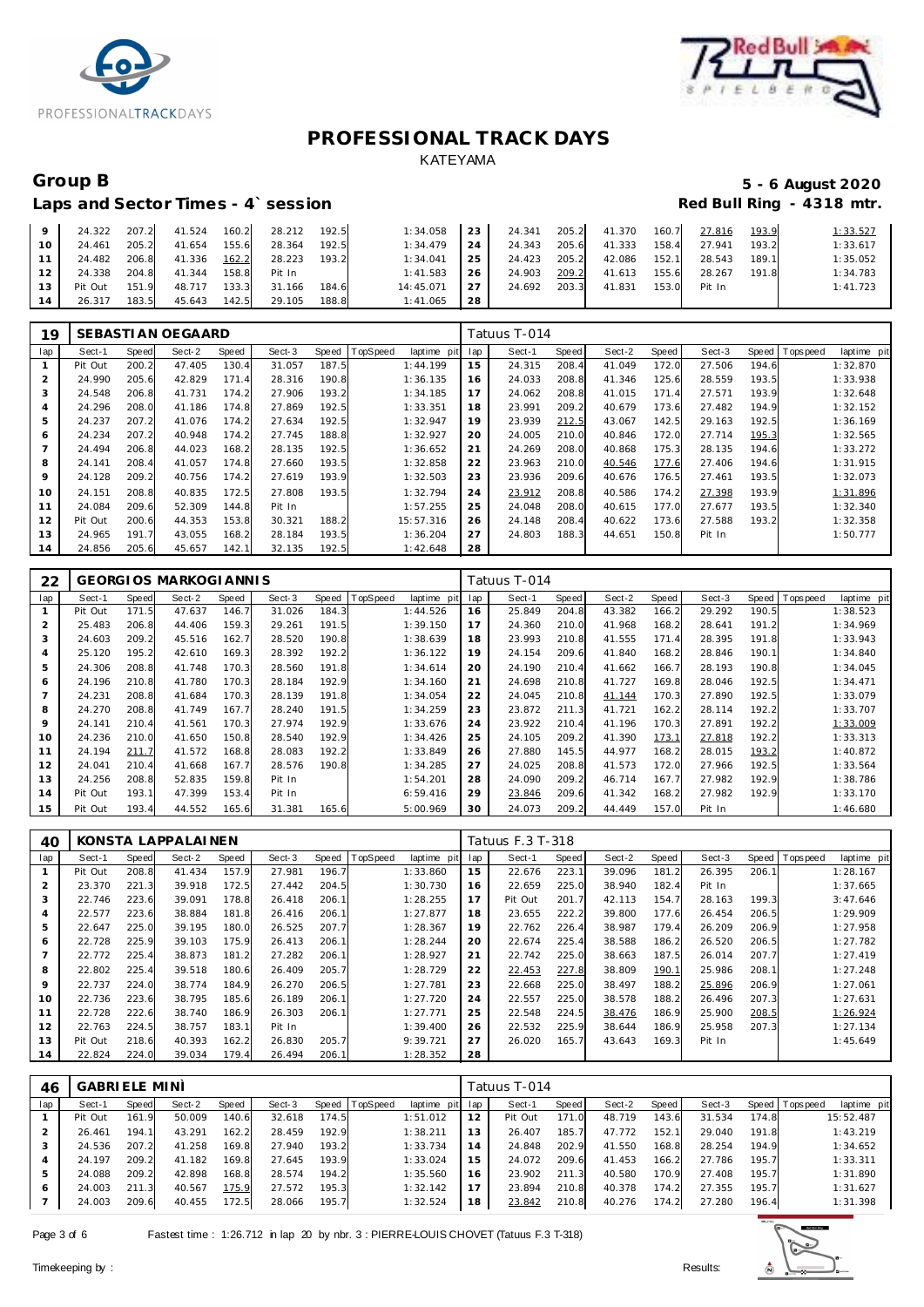# PROFESSIONAL TRACK DAYS

KATEYAMA

## Group B

**5 - 6 August 2020**

## Laps and Sector Times - 4` session

**Red Bull Ring - 4318 mtr.**

| lap | Sect-1 | Speed | Sect-2 | Speed | Sect-3 | Speed | TopSpeed | laptime pit | lap | Sect-1 | Speed | Sect-2 | Speed | Sect-3 | Speed | Topspeed | laptime pit |
|---|---|---|---|---|---|---|---|---|---|---|---|---|---|---|---|---|---|
| 9 | 24.322 | 207.2 | 41.524 | 160.2 | 28.212 | 192.5 | | 1:34.058 | 23 | 24.341 | 205.2 | 41.370 | 160.7 | 27.816 | 193.9 | | 1:33.527 |
| 10 | 24.461 | 205.2 | 41.654 | 155.6 | 28.364 | 192.5 | | 1:34.479 | 24 | 24.343 | 205.6 | 41.333 | 158.4 | 27.941 | 193.2 | | 1:33.617 |
| 11 | 24.482 | 206.8 | 41.336 | 162.2 | 28.223 | 193.2 | | 1:34.041 | 25 | 24.423 | 205.2 | 42.086 | 152.1 | 28.543 | 189.1 | | 1:35.052 |
| 12 | 24.338 | 204.8 | 41.344 | 158.8 | Pit In | | | 1:41.583 | 26 | 24.903 | 209.2 | 41.613 | 155.6 | 28.267 | 191.8 | | 1:34.783 |
| 13 | Pit Out | 151.9 | 48.717 | 133.3 | 31.166 | 184.6 | | 14:45.071 | 27 | 24.692 | 203.3 | 41.831 | 153.0 | Pit In | | | 1:41.723 |
| 14 | 26.317 | 183.5 | 45.643 | 142.5 | 29.105 | 188.8 | | 1:41.065 | 28 | | | | | | | | |

### 19 SEBASTIAN OEGAARD — Tatuus T-014

| lap | Sect-1 | Speed | Sect-2 | Speed | Sect-3 | Speed | TopSpeed | laptime pit | lap | Sect-1 | Speed | Sect-2 | Speed | Sect-3 | Speed | Topspeed | laptime pit |
|---|---|---|---|---|---|---|---|---|---|---|---|---|---|---|---|---|---|
| 1 | Pit Out | 200.2 | 47.405 | 130.4 | 31.057 | 187.5 | | 1:44.199 | 15 | 24.315 | 208.4 | 41.049 | 172.0 | 27.506 | 194.6 | | 1:32.870 |
| 2 | 24.990 | 205.6 | 42.829 | 171.4 | 28.316 | 190.8 | | 1:36.135 | 16 | 24.033 | 208.8 | 41.346 | 125.6 | 28.559 | 193.5 | | 1:33.938 |
| 3 | 24.548 | 206.8 | 41.731 | 174.2 | 27.906 | 193.2 | | 1:34.185 | 17 | 24.062 | 208.8 | 41.015 | 171.4 | 27.571 | 193.9 | | 1:32.648 |
| 4 | 24.296 | 208.0 | 41.186 | 174.8 | 27.869 | 192.5 | | 1:33.351 | 18 | 23.991 | 209.2 | 40.679 | 173.6 | 27.482 | 194.9 | | 1:32.152 |
| 5 | 24.237 | 207.2 | 41.076 | 174.2 | 27.634 | 192.5 | | 1:32.947 | 19 | 23.939 | 212.5 | 43.067 | 142.5 | 29.163 | 192.5 | | 1:36.169 |
| 6 | 24.234 | 207.2 | 40.948 | 174.2 | 27.745 | 188.8 | | 1:32.927 | 20 | 24.005 | 210.0 | 40.846 | 172.0 | 27.714 | 195.3 | | 1:32.565 |
| 7 | 24.494 | 206.8 | 44.023 | 168.2 | 28.135 | 192.5 | | 1:36.652 | 21 | 24.269 | 208.0 | 40.868 | 175.3 | 28.135 | 194.6 | | 1:33.272 |
| 8 | 24.141 | 208.4 | 41.057 | 174.8 | 27.660 | 193.5 | | 1:32.858 | 22 | 23.963 | 210.0 | 40.546 | 177.6 | 27.406 | 194.6 | | 1:31.915 |
| 9 | 24.128 | 209.2 | 40.756 | 174.2 | 27.619 | 193.9 | | 1:32.503 | 23 | 23.936 | 209.6 | 40.676 | 176.5 | 27.461 | 193.5 | | 1:32.073 |
| 10 | 24.151 | 208.8 | 40.835 | 172.5 | 27.808 | 193.5 | | 1:32.794 | 24 | 23.912 | 208.8 | 40.586 | 174.2 | 27.398 | 193.9 | | 1:31.896 |
| 11 | 24.084 | 209.6 | 52.309 | 144.8 | Pit In | | | 1:57.255 | 25 | 24.048 | 208.0 | 40.615 | 177.0 | 27.677 | 193.5 | | 1:32.340 |
| 12 | Pit Out | 200.6 | 44.353 | 153.8 | 30.321 | 188.2 | | 15:57.316 | 26 | 24.148 | 208.4 | 40.622 | 173.6 | 27.588 | 193.2 | | 1:32.358 |
| 13 | 24.965 | 191.7 | 43.055 | 168.2 | 28.184 | 193.5 | | 1:36.204 | 27 | 24.803 | 188.3 | 44.651 | 150.8 | Pit In | | | 1:50.777 |
| 14 | 24.856 | 205.6 | 45.657 | 142.1 | 32.135 | 192.5 | | 1:42.648 | 28 | | | | | | | | |

### 22 GEORGIOS MARKOGIANNIS — Tatuus T-014

| lap | Sect-1 | Speed | Sect-2 | Speed | Sect-3 | Speed | TopSpeed | laptime pit | lap | Sect-1 | Speed | Sect-2 | Speed | Sect-3 | Speed | Topspeed | laptime pit |
|---|---|---|---|---|---|---|---|---|---|---|---|---|---|---|---|---|---|
| 1 | Pit Out | 171.5 | 47.637 | 146.7 | 31.026 | 184.3 | | 1:44.526 | 16 | 25.849 | 204.8 | 43.382 | 166.2 | 29.292 | 190.5 | | 1:38.523 |
| 2 | 25.483 | 206.8 | 44.406 | 159.3 | 29.261 | 191.5 | | 1:39.150 | 17 | 24.360 | 210.0 | 41.968 | 168.2 | 28.641 | 191.2 | | 1:34.969 |
| 3 | 24.603 | 209.2 | 45.516 | 162.7 | 28.520 | 190.8 | | 1:38.639 | 18 | 23.993 | 210.8 | 41.555 | 171.4 | 28.395 | 191.8 | | 1:33.943 |
| 4 | 25.120 | 195.2 | 42.610 | 169.3 | 28.392 | 192.2 | | 1:36.122 | 19 | 24.154 | 209.6 | 41.840 | 168.2 | 28.846 | 190.1 | | 1:34.840 |
| 5 | 24.306 | 208.8 | 41.748 | 170.3 | 28.560 | 191.8 | | 1:34.614 | 20 | 24.190 | 210.4 | 41.662 | 166.7 | 28.193 | 190.8 | | 1:34.045 |
| 6 | 24.196 | 210.8 | 41.780 | 170.3 | 28.184 | 192.9 | | 1:34.160 | 21 | 24.698 | 210.8 | 41.727 | 169.8 | 28.046 | 192.5 | | 1:34.471 |
| 7 | 24.231 | 208.8 | 41.684 | 170.3 | 28.139 | 191.8 | | 1:34.054 | 22 | 24.045 | 210.8 | 41.144 | 170.3 | 27.890 | 192.5 | | 1:33.079 |
| 8 | 24.270 | 208.8 | 41.749 | 167.7 | 28.240 | 191.5 | | 1:34.259 | 23 | 23.872 | 211.3 | 41.721 | 162.2 | 28.114 | 192.2 | | 1:33.707 |
| 9 | 24.141 | 210.4 | 41.561 | 170.3 | 27.974 | 192.9 | | 1:33.676 | 24 | 23.922 | 210.4 | 41.196 | 170.3 | 27.891 | 192.2 | | 1:33.009 |
| 10 | 24.236 | 210.0 | 41.650 | 150.8 | 28.540 | 192.9 | | 1:34.426 | 25 | 24.105 | 209.2 | 41.390 | 173.1 | 27.818 | 192.2 | | 1:33.313 |
| 11 | 24.194 | 211.7 | 41.572 | 168.8 | 28.083 | 192.2 | | 1:33.849 | 26 | 27.880 | 145.5 | 44.977 | 168.2 | 28.015 | 193.2 | | 1:40.872 |
| 12 | 24.041 | 210.4 | 41.668 | 167.7 | 28.576 | 190.8 | | 1:34.285 | 27 | 24.025 | 208.8 | 41.573 | 172.0 | 27.966 | 192.5 | | 1:33.564 |
| 13 | 24.256 | 208.8 | 52.835 | 159.8 | Pit In | | | 1:54.201 | 28 | 24.090 | 209.2 | 46.714 | 167.7 | 27.982 | 192.9 | | 1:38.786 |
| 14 | Pit Out | 193.1 | 47.399 | 153.4 | Pit In | | | 6:59.416 | 29 | 23.846 | 209.6 | 41.342 | 168.2 | 27.982 | 192.9 | | 1:33.170 |
| 15 | Pit Out | 193.4 | 44.552 | 165.6 | 31.381 | 165.6 | | 5:00.969 | 30 | 24.073 | 209.2 | 44.449 | 157.0 | Pit In | | | 1:46.680 |

### 40 KONSTA LAPPALAINEN — Tatuus F.3 T-318

| lap | Sect-1 | Speed | Sect-2 | Speed | Sect-3 | Speed | TopSpeed | laptime pit | lap | Sect-1 | Speed | Sect-2 | Speed | Sect-3 | Speed | Topspeed | laptime pit |
|---|---|---|---|---|---|---|---|---|---|---|---|---|---|---|---|---|---|
| 1 | Pit Out | 208.8 | 41.434 | 157.9 | 27.981 | 196.7 | | 1:33.860 | 15 | 22.676 | 223.1 | 39.096 | 181.2 | 26.395 | 206.1 | | 1:28.167 |
| 2 | 23.370 | 221.3 | 39.918 | 172.5 | 27.442 | 204.5 | | 1:30.730 | 16 | 22.659 | 225.0 | 38.940 | 182.4 | Pit In | | | 1:37.665 |
| 3 | 22.746 | 223.6 | 39.091 | 178.8 | 26.418 | 206.1 | | 1:28.255 | 17 | Pit Out | 201.7 | 42.113 | 154.7 | 28.163 | 199.3 | | 3:47.646 |
| 4 | 22.577 | 223.6 | 38.884 | 181.8 | 26.416 | 206.1 | | 1:27.877 | 18 | 23.655 | 222.2 | 39.800 | 177.6 | 26.454 | 206.5 | | 1:29.909 |
| 5 | 22.647 | 225.0 | 39.195 | 180.0 | 26.525 | 207.7 | | 1:28.367 | 19 | 22.762 | 226.4 | 38.987 | 179.4 | 26.209 | 206.9 | | 1:27.958 |
| 6 | 22.728 | 225.9 | 39.103 | 175.9 | 26.413 | 206.1 | | 1:28.244 | 20 | 22.674 | 225.4 | 38.588 | 186.2 | 26.520 | 206.5 | | 1:27.782 |
| 7 | 22.772 | 225.4 | 38.873 | 181.2 | 27.282 | 206.1 | | 1:28.927 | 21 | 22.742 | 225.0 | 38.663 | 187.5 | 26.014 | 207.7 | | 1:27.419 |
| 8 | 22.802 | 225.4 | 39.518 | 180.6 | 26.409 | 205.7 | | 1:28.729 | 22 | 22.453 | 227.8 | 38.809 | 190.1 | 25.986 | 208.1 | | 1:27.248 |
| 9 | 22.737 | 224.0 | 38.774 | 184.9 | 26.270 | 206.5 | | 1:27.781 | 23 | 22.668 | 225.0 | 38.497 | 188.2 | 25.896 | 206.9 | | 1:27.061 |
| 10 | 22.736 | 223.6 | 38.795 | 185.6 | 26.189 | 206.1 | | 1:27.720 | 24 | 22.557 | 225.0 | 38.578 | 188.2 | 26.496 | 207.3 | | 1:27.631 |
| 11 | 22.728 | 222.6 | 38.740 | 186.9 | 26.303 | 206.1 | | 1:27.771 | 25 | 22.548 | 224.5 | 38.476 | 186.9 | 25.900 | 208.5 | | 1:26.924 |
| 12 | 22.763 | 224.5 | 38.757 | 183.1 | Pit In | | | 1:39.400 | 26 | 22.532 | 225.9 | 38.644 | 186.9 | 25.958 | 207.3 | | 1:27.134 |
| 13 | Pit Out | 218.6 | 40.393 | 162.2 | 26.830 | 205.7 | | 9:39.721 | 27 | 26.020 | 165.7 | 43.643 | 169.3 | Pit In | | | 1:45.649 |
| 14 | 22.824 | 224.0 | 39.034 | 179.4 | 26.494 | 206.1 | | 1:28.352 | 28 | | | | | | | | |

### 46 GABRIELE MINÌ — Tatuus T-014

| lap | Sect-1 | Speed | Sect-2 | Speed | Sect-3 | Speed | TopSpeed | laptime pit | lap | Sect-1 | Speed | Sect-2 | Speed | Sect-3 | Speed | Topspeed | laptime pit |
|---|---|---|---|---|---|---|---|---|---|---|---|---|---|---|---|---|---|
| 1 | Pit Out | 161.9 | 50.009 | 140.6 | 32.618 | 174.5 | | 1:51.012 | 12 | Pit Out | 171.0 | 48.719 | 143.6 | 31.534 | 174.8 | | 15:52.487 |
| 2 | 26.461 | 194.1 | 43.291 | 162.2 | 28.459 | 192.9 | | 1:38.211 | 13 | 26.407 | 185.7 | 47.772 | 152.1 | 29.040 | 191.8 | | 1:43.219 |
| 3 | 24.536 | 207.2 | 41.258 | 169.8 | 27.940 | 193.2 | | 1:33.734 | 14 | 24.848 | 202.9 | 41.550 | 168.8 | 28.254 | 194.9 | | 1:34.652 |
| 4 | 24.197 | 209.2 | 41.182 | 169.8 | 27.645 | 193.9 | | 1:33.024 | 15 | 24.072 | 209.6 | 41.453 | 166.2 | 27.786 | 195.7 | | 1:33.311 |
| 5 | 24.088 | 209.2 | 42.898 | 168.8 | 28.574 | 194.2 | | 1:35.560 | 16 | 23.902 | 211.3 | 40.580 | 170.9 | 27.408 | 195.7 | | 1:31.890 |
| 6 | 24.003 | 211.3 | 40.567 | 175.9 | 27.572 | 195.3 | | 1:32.142 | 17 | 23.894 | 210.8 | 40.378 | 174.2 | 27.355 | 195.7 | | 1:31.627 |
| 7 | 24.003 | 209.6 | 40.455 | 172.5 | 28.066 | 195.7 | | 1:32.524 | 18 | 23.842 | 210.8 | 40.276 | 174.2 | 27.280 | 196.4 | | 1:31.398 |

Fastest time : 1:26.712 in lap 20 by nbr. 3 : PIERRE-LOUIS CHOVET (Tatuus F.3 T-318)

Timekeeping by : Results: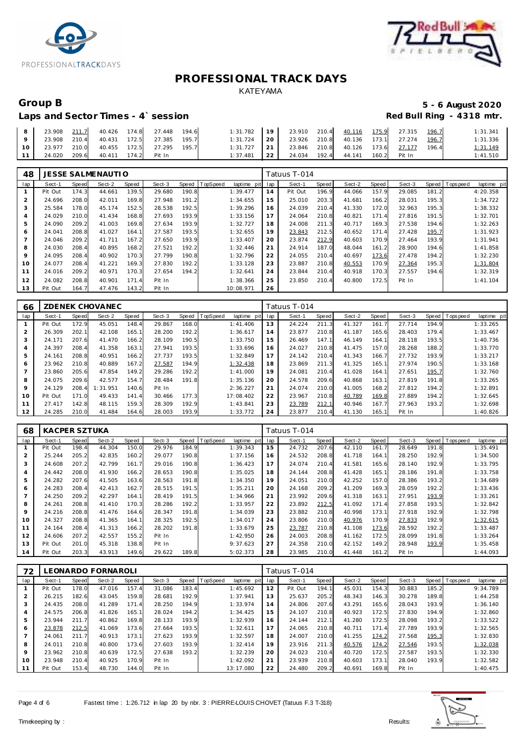# PROFESSIONAL TRACK DAYS

KATEYAMA

## Group B

**5 - 6 August 2020**

### Laps and Sector Times - 4` session

**Red Bull Ring - 4318 mtr.**

| | Sect-1 | Speed | Sect-2 | Speed | Sect-3 | Speed | TopSpeed | laptime pit | lap | Sect-1 | Speed | Sect-2 | Speed | Sect-3 | Speed | Topspeed | laptime pit |
|---|---|---|---|---|---|---|---|---|---|---|---|---|---|---|---|---|---|
| 8 | 23.908 | 211.7 | 40.426 | 174.8 | 27.448 | 194.6 | | 1:31.782 | 19 | 23.910 | 210.4 | 40.116 | 175.9 | 27.315 | 196.7 | | 1:31.341 |
| 9 | 23.908 | 210.4 | 40.431 | 172.5 | 27.385 | 195.7 | | 1:31.724 | 20 | 23.926 | 210.8 | 40.136 | 173.1 | 27.274 | 196.7 | | 1:31.336 |
| 10 | 23.977 | 210.0 | 40.455 | 172.5 | 27.295 | 195.7 | | 1:31.727 | 21 | 23.846 | 210.8 | 40.126 | 173.6 | 27.177 | 196.4 | | 1:31.149 |
| 11 | 24.020 | 209.6 | 40.411 | 174.2 | Pit In | | | 1:37.481 | 22 | 24.034 | 192.4 | 44.141 | 160.2 | Pit In | | | 1:41.510 |

**48 JESSE SALMENAUTIO** — Tatuus T-014

| lap | Sect-1 | Speed | Sect-2 | Speed | Sect-3 | Speed | TopSpeed | laptime pit | lap | Sect-1 | Speed | Sect-2 | Speed | Sect-3 | Speed | Topspeed | laptime pit |
|---|---|---|---|---|---|---|---|---|---|---|---|---|---|---|---|---|---|
| 1 | Pit Out | 174.3 | 44.661 | 139.5 | 29.680 | 190.8 | | 1:39.477 | 14 | Pit Out | 196.9 | 44.066 | 157.9 | 29.085 | 181.2 | | 4:20.358 |
| 2 | 24.696 | 208.0 | 42.011 | 169.8 | 27.948 | 191.2 | | 1:34.655 | 15 | 25.010 | 203.3 | 41.681 | 166.2 | 28.031 | 195.3 | | 1:34.722 |
| 3 | 25.584 | 178.0 | 45.174 | 152.5 | 28.538 | 192.5 | | 1:39.296 | 16 | 24.039 | 210.4 | 41.330 | 172.0 | 32.963 | 195.3 | | 1:38.332 |
| 4 | 24.029 | 210.0 | 41.434 | 168.8 | 27.693 | 193.9 | | 1:33.156 | 17 | 24.064 | 210.8 | 40.821 | 171.4 | 27.816 | 191.5 | | 1:32.701 |
| 5 | 24.090 | 209.2 | 41.003 | 169.8 | 27.634 | 193.9 | | 1:32.727 | 18 | 24.008 | 211.3 | 40.717 | 169.3 | 27.538 | 194.6 | | 1:32.263 |
| 6 | 24.041 | 208.8 | 41.027 | 164.1 | 27.587 | 193.5 | | 1:32.655 | 19 | 23.843 | 212.5 | 40.652 | 171.4 | 27.428 | 195.7 | | 1:31.923 |
| 7 | 24.046 | 209.2 | 41.711 | 167.2 | 27.650 | 193.9 | | 1:33.407 | 20 | 23.874 | 212.9 | 40.603 | 170.9 | 27.464 | 193.9 | | 1:31.941 |
| 8 | 24.030 | 208.4 | 40.895 | 168.2 | 27.521 | 192.2 | | 1:32.446 | 21 | 24.914 | 187.0 | 48.044 | 161.2 | 28.900 | 194.6 | | 1:41.858 |
| 9 | 24.095 | 208.4 | 40.902 | 170.3 | 27.799 | 190.8 | | 1:32.796 | 22 | 24.055 | 210.4 | 40.697 | 173.6 | 27.478 | 194.2 | | 1:32.230 |
| 10 | 24.077 | 208.4 | 41.221 | 169.3 | 27.830 | 192.2 | | 1:33.128 | 23 | 23.887 | 210.8 | 40.553 | 170.9 | 27.364 | 195.3 | | 1:31.804 |
| 11 | 24.016 | 209.2 | 40.971 | 170.3 | 27.654 | 194.2 | | 1:32.641 | 24 | 23.844 | 210.4 | 40.918 | 170.3 | 27.557 | 194.6 | | 1:32.319 |
| 12 | 24.082 | 208.8 | 40.901 | 171.4 | Pit In | | | 1:38.366 | 25 | 23.850 | 210.4 | 40.800 | 172.5 | Pit In | | | 1:41.104 |
| 13 | Pit Out | 164.7 | 47.476 | 143.2 | Pit In | | | 10:08.971 | 26 | | | | | | | | |

**66 ZDENEK CHOVANEC** — Tatuus T-014

| lap | Sect-1 | Speed | Sect-2 | Speed | Sect-3 | Speed | TopSpeed | laptime pit | lap | Sect-1 | Speed | Sect-2 | Speed | Sect-3 | Speed | Topspeed | laptime pit |
|---|---|---|---|---|---|---|---|---|---|---|---|---|---|---|---|---|---|
| 1 | Pit Out | 172.9 | 45.051 | 148.4 | 29.867 | 168.0 | | 1:41.406 | 13 | 24.224 | 211.3 | 41.327 | 161.7 | 27.714 | 194.9 | | 1:33.265 |
| 2 | 26.309 | 202.1 | 42.108 | 165.1 | 28.200 | 192.2 | | 1:36.617 | 14 | 23.877 | 210.8 | 41.187 | 165.6 | 28.403 | 179.4 | | 1:33.467 |
| 3 | 24.171 | 207.6 | 41.470 | 166.2 | 28.109 | 190.5 | | 1:33.750 | 15 | 26.469 | 147.1 | 46.149 | 164.1 | 28.118 | 193.5 | | 1:40.736 |
| 4 | 24.397 | 208.4 | 41.358 | 163.1 | 27.941 | 193.5 | | 1:33.696 | 16 | 24.027 | 210.8 | 41.475 | 157.0 | 28.268 | 188.2 | | 1:33.770 |
| 5 | 24.161 | 208.8 | 40.951 | 166.2 | 27.737 | 193.5 | | 1:32.849 | 17 | 24.142 | 210.4 | 41.343 | 166.7 | 27.732 | 193.9 | | 1:33.217 |
| 6 | 23.962 | 210.8 | 40.889 | 167.2 | 27.587 | 194.9 | | 1:32.438 | 18 | 23.869 | 211.3 | 41.325 | 165.1 | 27.974 | 190.5 | | 1:33.168 |
| 7 | 23.860 | 205.6 | 47.854 | 149.2 | 29.286 | 192.2 | | 1:41.000 | 19 | 24.081 | 210.4 | 41.028 | 164.1 | 27.651 | 195.7 | | 1:32.760 |
| 8 | 24.075 | 209.6 | 42.577 | 154.7 | 28.484 | 191.8 | | 1:35.136 | 20 | 24.578 | 209.6 | 40.868 | 163.1 | 27.819 | 191.8 | | 1:33.265 |
| 9 | 24.129 | 208.4 | 1:31.951 | 140.6 | Pit In | | | 2:36.227 | 21 | 24.074 | 210.0 | 41.005 | 168.2 | 27.812 | 194.2 | | 1:32.891 |
| 10 | Pit Out | 171.0 | 49.433 | 141.4 | 30.466 | 177.3 | | 17:08.402 | 22 | 23.967 | 210.8 | 40.789 | 169.8 | 27.889 | 194.2 | | 1:32.645 |
| 11 | 27.417 | 142.8 | 48.115 | 159.3 | 28.309 | 192.9 | | 1:43.841 | 23 | 23.789 | 212.1 | 40.946 | 167.7 | 27.963 | 193.2 | | 1:32.698 |
| 12 | 24.285 | 210.0 | 41.484 | 164.6 | 28.003 | 193.9 | | 1:33.772 | 24 | 23.877 | 210.4 | 41.130 | 165.1 | Pit In | | | 1:40.826 |

**68 KACPER SZTUKA** — Tatuus T-014

| lap | Sect-1 | Speed | Sect-2 | Speed | Sect-3 | Speed | TopSpeed | laptime pit | lap | Sect-1 | Speed | Sect-2 | Speed | Sect-3 | Speed | Topspeed | laptime pit |
|---|---|---|---|---|---|---|---|---|---|---|---|---|---|---|---|---|---|
| 1 | Pit Out | 198.4 | 44.304 | 150.0 | 29.976 | 184.9 | | 1:39.343 | 15 | 24.732 | 207.6 | 42.110 | 161.7 | 28.649 | 191.8 | | 1:35.491 |
| 2 | 25.244 | 205.2 | 42.835 | 160.2 | 29.077 | 190.8 | | 1:37.156 | 16 | 24.532 | 208.8 | 41.718 | 164.1 | 28.250 | 192.9 | | 1:34.500 |
| 3 | 24.608 | 207.2 | 42.799 | 161.7 | 29.016 | 190.8 | | 1:36.423 | 17 | 24.074 | 210.4 | 41.581 | 165.6 | 28.140 | 192.9 | | 1:33.795 |
| 4 | 24.442 | 208.0 | 41.930 | 166.2 | 28.653 | 190.8 | | 1:35.025 | 18 | 24.144 | 208.8 | 41.428 | 165.1 | 28.186 | 191.8 | | 1:33.758 |
| 5 | 24.282 | 207.6 | 41.505 | 163.6 | 28.563 | 191.8 | | 1:34.350 | 19 | 24.051 | 210.0 | 42.252 | 157.0 | 28.386 | 193.2 | | 1:34.689 |
| 6 | 24.283 | 208.4 | 42.413 | 162.7 | 28.515 | 191.5 | | 1:35.211 | 20 | 24.168 | 209.2 | 41.209 | 169.3 | 28.059 | 192.2 | | 1:33.436 |
| 7 | 24.250 | 209.2 | 42.297 | 164.1 | 28.419 | 191.5 | | 1:34.966 | 21 | 23.992 | 209.6 | 41.318 | 163.1 | 27.951 | 193.9 | | 1:33.261 |
| 8 | 24.261 | 208.8 | 41.410 | 170.3 | 28.286 | 192.2 | | 1:33.957 | 22 | 23.892 | 212.5 | 41.092 | 171.4 | 27.858 | 193.5 | | 1:32.842 |
| 9 | 24.216 | 208.8 | 41.476 | 164.6 | 28.347 | 191.8 | | 1:34.039 | 23 | 23.882 | 210.8 | 40.998 | 173.1 | 27.918 | 192.9 | | 1:32.798 |
| 10 | 24.327 | 208.8 | 41.365 | 164.1 | 28.325 | 192.5 | | 1:34.017 | 24 | 23.806 | 210.0 | 40.976 | 170.9 | 27.833 | 192.9 | | 1:32.615 |
| 11 | 24.164 | 208.4 | 41.313 | 166.2 | 28.202 | 191.8 | | 1:33.679 | 25 | 23.787 | 210.8 | 41.108 | 173.6 | 28.592 | 192.2 | | 1:33.487 |
| 12 | 24.606 | 207.2 | 42.557 | 155.2 | Pit In | | | 1:42.950 | 26 | 24.003 | 208.8 | 41.162 | 172.5 | 28.099 | 191.8 | | 1:33.264 |
| 13 | Pit Out | 201.0 | 45.318 | 138.8 | Pit In | | | 9:37.623 | 27 | 24.358 | 210.0 | 42.152 | 149.2 | 28.948 | 193.9 | | 1:35.458 |
| 14 | Pit Out | 203.3 | 43.913 | 149.6 | 29.622 | 189.8 | | 5:02.373 | 28 | 23.985 | 210.0 | 41.448 | 161.2 | Pit In | | | 1:44.093 |

**72 LEONARDO FORNAROLI** — Tatuus T-014

| lap | Sect-1 | Speed | Sect-2 | Speed | Sect-3 | Speed | TopSpeed | laptime pit | lap | Sect-1 | Speed | Sect-2 | Speed | Sect-3 | Speed | Topspeed | laptime pit |
|---|---|---|---|---|---|---|---|---|---|---|---|---|---|---|---|---|---|
| 1 | Pit Out | 178.0 | 47.016 | 157.4 | 31.086 | 183.4 | | 1:45.692 | 12 | Pit Out | 194.1 | 45.031 | 154.3 | 30.883 | 185.2 | | 9:34.789 |
| 2 | 26.215 | 182.6 | 43.045 | 159.8 | 28.681 | 192.9 | | 1:37.941 | 13 | 25.637 | 205.2 | 48.343 | 146.3 | 30.278 | 189.8 | | 1:44.258 |
| 3 | 24.435 | 208.0 | 41.289 | 171.4 | 28.250 | 194.9 | | 1:33.974 | 14 | 24.806 | 207.6 | 43.291 | 165.6 | 28.043 | 193.9 | | 1:36.140 |
| 4 | 24.575 | 206.8 | 41.826 | 165.1 | 28.024 | 194.2 | | 1:34.425 | 15 | 24.107 | 210.8 | 40.923 | 172.5 | 27.830 | 194.9 | | 1:32.860 |
| 5 | 23.944 | 211.7 | 40.862 | 169.8 | 28.133 | 193.9 | | 1:32.939 | 16 | 24.144 | 212.1 | 41.280 | 172.5 | 28.098 | 193.2 | | 1:33.522 |
| 6 | 23.878 | 212.5 | 41.069 | 173.6 | 27.664 | 193.5 | | 1:32.611 | 17 | 24.065 | 210.8 | 40.711 | 171.4 | 27.789 | 193.9 | | 1:32.565 |
| 7 | 24.061 | 211.7 | 40.913 | 173.1 | 27.623 | 193.9 | | 1:32.597 | 18 | 24.007 | 210.0 | 41.255 | 174.2 | 27.568 | 195.3 | | 1:32.830 |
| 8 | 24.011 | 210.8 | 40.800 | 173.6 | 27.603 | 193.9 | | 1:32.414 | 19 | 23.916 | 211.3 | 40.576 | 174.2 | 27.546 | 193.5 | | 1:32.038 |
| 9 | 23.962 | 210.8 | 40.639 | 172.5 | 27.638 | 193.2 | | 1:32.239 | 20 | 24.023 | 210.4 | 40.720 | 172.5 | 27.587 | 193.5 | | 1:32.330 |
| 10 | 23.948 | 210.4 | 40.925 | 170.9 | Pit In | | | 1:42.092 | 21 | 23.939 | 210.8 | 40.603 | 173.1 | 28.040 | 193.9 | | 1:32.582 |
| 11 | Pit Out | 153.4 | 48.730 | 144.0 | Pit In | | | 13:17.080 | 22 | 24.480 | 209.2 | 40.691 | 169.8 | Pit In | | | 1:40.475 |

Fastest time : 1:26.712 in lap 20 by nbr. 3 : PIERRE-LOUIS CHOVET (Tatuus F.3 T-318)

Timekeeping by : Results: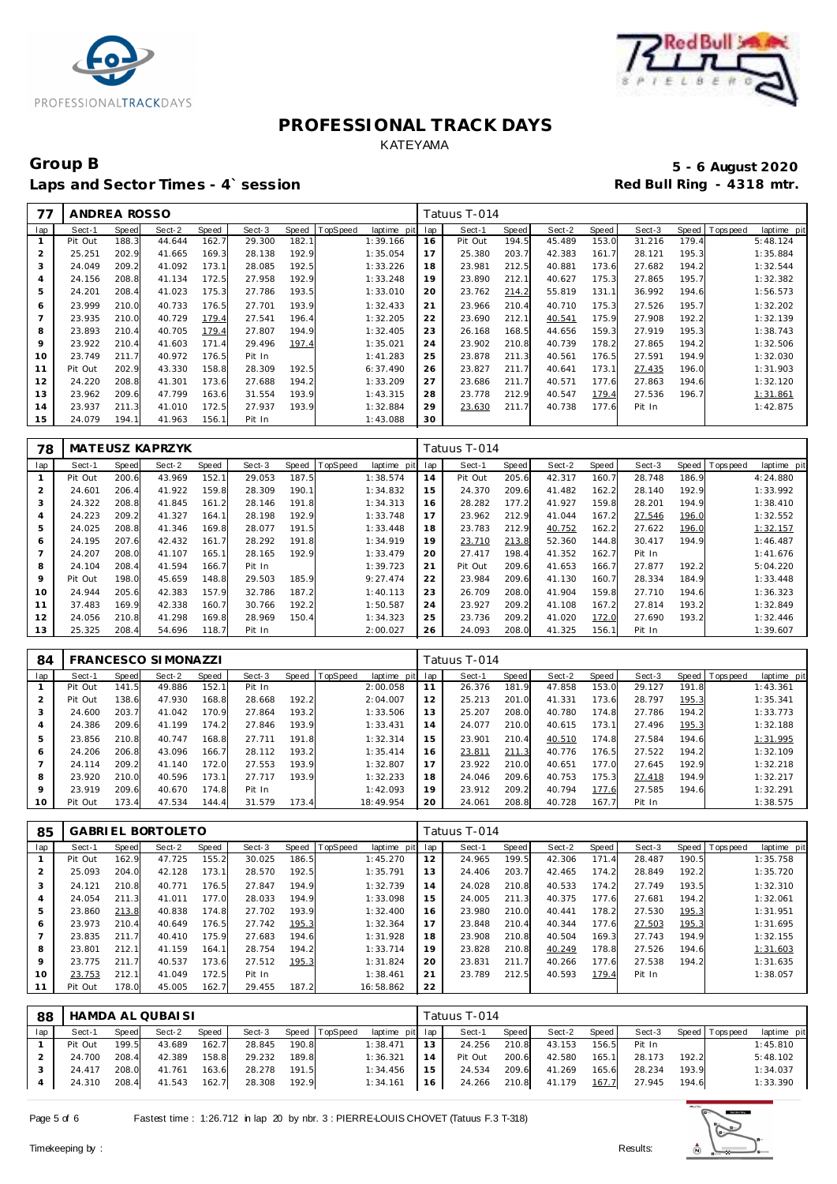# PROFESSIONAL TRACK DAYS

KATEYAMA

## Group B

**5 - 6 August 2020**

**Laps and Sector Times - 4` session**

**Red Bull Ring - 4318 mtr.**

| 77 | ANDREA ROSSO | | | | | | | | Tatuus T-014 | | | | | | | | |
|---|---|---|---|---|---|---|---|---|---|---|---|---|---|---|---|---|---|
| lap | Sect-1 | Speed | Sect-2 | Speed | Sect-3 | Speed | TopSpeed | laptime pit | lap | Sect-1 | Speed | Sect-2 | Speed | Sect-3 | Speed | Topspeed | laptime pit |
| 1 | Pit Out | 188.3 | 44.644 | 162.7 | 29.300 | 182.1 | | 1:39.166 | 16 | Pit Out | 194.5 | 45.489 | 153.0 | 31.216 | 179.4 | | 5:48.124 |
| 2 | 25.251 | 202.9 | 41.665 | 169.3 | 28.138 | 192.9 | | 1:35.054 | 17 | 25.380 | 203.7 | 42.383 | 161.7 | 28.121 | 195.3 | | 1:35.884 |
| 3 | 24.049 | 209.2 | 41.092 | 173.1 | 28.085 | 192.5 | | 1:33.226 | 18 | 23.981 | 212.5 | 40.881 | 173.6 | 27.682 | 194.2 | | 1:32.544 |
| 4 | 24.156 | 208.8 | 41.134 | 172.5 | 27.958 | 192.9 | | 1:33.248 | 19 | 23.890 | 212.1 | 40.627 | 175.3 | 27.865 | 195.7 | | 1:32.382 |
| 5 | 24.201 | 208.4 | 41.023 | 175.3 | 27.786 | 193.5 | | 1:33.010 | 20 | 23.762 | 214.2 | 55.819 | 131.1 | 36.992 | 194.6 | | 1:56.573 |
| 6 | 23.999 | 210.0 | 40.733 | 176.5 | 27.701 | 193.9 | | 1:32.433 | 21 | 23.966 | 210.4 | 40.710 | 175.3 | 27.526 | 195.7 | | 1:32.202 |
| 7 | 23.935 | 210.0 | 40.729 | 179.4 | 27.541 | 196.4 | | 1:32.205 | 22 | 23.690 | 212.1 | 40.541 | 175.9 | 27.908 | 192.2 | | 1:32.139 |
| 8 | 23.893 | 210.4 | 40.705 | 179.4 | 27.807 | 194.9 | | 1:32.405 | 23 | 26.168 | 168.5 | 44.656 | 159.3 | 27.919 | 195.3 | | 1:38.743 |
| 9 | 23.922 | 210.4 | 41.603 | 171.4 | 29.496 | 197.4 | | 1:35.021 | 24 | 23.902 | 210.8 | 40.739 | 178.2 | 27.865 | 194.2 | | 1:32.506 |
| 10 | 23.749 | 211.7 | 40.972 | 176.5 | Pit In | | | 1:41.283 | 25 | 23.878 | 211.3 | 40.561 | 176.5 | 27.591 | 194.9 | | 1:32.030 |
| 11 | Pit Out | 202.9 | 43.330 | 158.8 | 28.309 | 192.5 | | 6:37.490 | 26 | 23.827 | 211.7 | 40.641 | 173.1 | 27.435 | 196.0 | | 1:31.903 |
| 12 | 24.220 | 208.8 | 41.301 | 173.6 | 27.688 | 194.2 | | 1:33.209 | 27 | 23.686 | 211.7 | 40.571 | 177.6 | 27.863 | 194.6 | | 1:32.120 |
| 13 | 23.962 | 209.6 | 47.799 | 163.6 | 31.554 | 193.9 | | 1:43.315 | 28 | 23.778 | 212.9 | 40.547 | 179.4 | 27.536 | 196.7 | | 1:31.861 |
| 14 | 23.937 | 211.3 | 41.010 | 172.5 | 27.937 | 193.9 | | 1:32.884 | 29 | 23.630 | 211.7 | 40.738 | 177.6 | Pit In | | | 1:42.875 |
| 15 | 24.079 | 194.1 | 41.963 | 156.1 | Pit In | | | 1:43.088 | 30 | | | | | | | | |

| 78 | MATEUSZ KAPRZYK | | | | | | | | Tatuus T-014 | | | | | | | | |
|---|---|---|---|---|---|---|---|---|---|---|---|---|---|---|---|---|---|
| lap | Sect-1 | Speed | Sect-2 | Speed | Sect-3 | Speed | TopSpeed | laptime pit | lap | Sect-1 | Speed | Sect-2 | Speed | Sect-3 | Speed | Topspeed | laptime pit |
| 1 | Pit Out | 200.6 | 43.969 | 152.1 | 29.053 | 187.5 | | 1:38.574 | 14 | Pit Out | 205.6 | 42.317 | 160.7 | 28.748 | 186.9 | | 4:24.880 |
| 2 | 24.601 | 206.4 | 41.922 | 159.8 | 28.309 | 190.1 | | 1:34.832 | 15 | 24.370 | 209.6 | 41.482 | 162.2 | 28.140 | 192.9 | | 1:33.992 |
| 3 | 24.322 | 208.8 | 41.845 | 161.2 | 28.146 | 191.8 | | 1:34.313 | 16 | 28.282 | 177.2 | 41.927 | 159.8 | 28.201 | 194.9 | | 1:38.410 |
| 4 | 24.223 | 209.2 | 41.327 | 164.1 | 28.198 | 192.9 | | 1:33.748 | 17 | 23.962 | 212.9 | 41.044 | 167.2 | 27.546 | 196.0 | | 1:32.552 |
| 5 | 24.025 | 208.8 | 41.346 | 169.8 | 28.077 | 191.5 | | 1:33.448 | 18 | 23.783 | 212.9 | 40.752 | 162.2 | 27.622 | 196.0 | | 1:32.157 |
| 6 | 24.195 | 207.6 | 42.432 | 161.7 | 28.292 | 191.8 | | 1:34.919 | 19 | 23.710 | 213.8 | 52.360 | 144.8 | 30.417 | 194.9 | | 1:46.487 |
| 7 | 24.207 | 208.0 | 41.107 | 165.1 | 28.165 | 192.9 | | 1:33.479 | 20 | 27.417 | 198.4 | 41.352 | 162.7 | Pit In | | | 1:41.676 |
| 8 | 24.104 | 208.4 | 41.594 | 166.7 | Pit In | | | 1:39.723 | 21 | Pit Out | 209.6 | 41.653 | 166.7 | 27.877 | 192.2 | | 5:04.220 |
| 9 | Pit Out | 198.0 | 45.659 | 148.8 | 29.503 | 185.9 | | 9:27.474 | 22 | 23.984 | 209.6 | 41.130 | 160.7 | 28.334 | 184.9 | | 1:33.448 |
| 10 | 24.944 | 205.6 | 42.383 | 157.9 | 32.786 | 187.2 | | 1:40.113 | 23 | 26.709 | 208.0 | 41.904 | 159.8 | 27.710 | 194.6 | | 1:36.323 |
| 11 | 37.483 | 169.9 | 42.338 | 160.7 | 30.766 | 192.2 | | 1:50.587 | 24 | 23.927 | 209.2 | 41.108 | 167.2 | 27.814 | 193.2 | | 1:32.849 |
| 12 | 24.056 | 210.8 | 41.298 | 169.8 | 28.969 | 150.4 | | 1:34.323 | 25 | 23.736 | 209.2 | 41.020 | 172.0 | 27.690 | 193.2 | | 1:32.446 |
| 13 | 25.325 | 208.4 | 54.696 | 118.7 | Pit In | | | 2:00.027 | 26 | 24.093 | 208.0 | 41.325 | 156.1 | Pit In | | | 1:39.607 |

| 84 | FRANCESCO SIMONAZZI | | | | | | | | Tatuus T-014 | | | | | | | | |
|---|---|---|---|---|---|---|---|---|---|---|---|---|---|---|---|---|---|
| lap | Sect-1 | Speed | Sect-2 | Speed | Sect-3 | Speed | TopSpeed | laptime pit | lap | Sect-1 | Speed | Sect-2 | Speed | Sect-3 | Speed | Topspeed | laptime pit |
| 1 | Pit Out | 141.5 | 49.886 | 152.1 | Pit In | | | 2:00.058 | 11 | 26.376 | 181.9 | 47.858 | 153.0 | 29.127 | 191.8 | | 1:43.361 |
| 2 | Pit Out | 138.6 | 47.930 | 168.8 | 28.668 | 192.2 | | 2:04.007 | 12 | 25.213 | 201.0 | 41.331 | 173.6 | 28.797 | 195.3 | | 1:35.341 |
| 3 | 24.600 | 203.7 | 41.042 | 170.9 | 27.864 | 193.2 | | 1:33.506 | 13 | 25.207 | 208.0 | 40.780 | 174.8 | 27.786 | 194.2 | | 1:33.773 |
| 4 | 24.386 | 209.6 | 41.199 | 174.2 | 27.846 | 193.9 | | 1:33.431 | 14 | 24.077 | 210.0 | 40.615 | 173.1 | 27.496 | 195.3 | | 1:32.188 |
| 5 | 23.856 | 210.8 | 40.747 | 168.8 | 27.711 | 191.8 | | 1:32.314 | 15 | 23.901 | 210.4 | 40.510 | 174.8 | 27.584 | 194.6 | | 1:31.995 |
| 6 | 24.206 | 206.8 | 43.096 | 166.7 | 28.112 | 193.2 | | 1:35.414 | 16 | 23.811 | 211.3 | 40.776 | 176.5 | 27.522 | 194.2 | | 1:32.109 |
| 7 | 24.114 | 209.2 | 41.140 | 172.0 | 27.553 | 193.9 | | 1:32.807 | 17 | 23.922 | 210.0 | 40.651 | 177.0 | 27.645 | 192.9 | | 1:32.218 |
| 8 | 23.920 | 210.0 | 40.596 | 173.1 | 27.717 | 193.9 | | 1:32.233 | 18 | 24.046 | 209.6 | 40.753 | 175.3 | 27.418 | 194.9 | | 1:32.217 |
| 9 | 23.919 | 209.6 | 40.670 | 174.8 | Pit In | | | 1:42.093 | 19 | 23.912 | 209.2 | 40.794 | 177.6 | 27.585 | 194.6 | | 1:32.291 |
| 10 | Pit Out | 173.4 | 47.534 | 144.4 | 31.579 | 173.4 | | 18:49.954 | 20 | 24.061 | 208.8 | 40.728 | 167.7 | Pit In | | | 1:38.575 |

| 85 | GABRIEL BORTOLETO | | | | | | | | Tatuus T-014 | | | | | | | | |
|---|---|---|---|---|---|---|---|---|---|---|---|---|---|---|---|---|---|
| lap | Sect-1 | Speed | Sect-2 | Speed | Sect-3 | Speed | TopSpeed | laptime pit | lap | Sect-1 | Speed | Sect-2 | Speed | Sect-3 | Speed | Topspeed | laptime pit |
| 1 | Pit Out | 162.9 | 47.725 | 155.2 | 30.025 | 186.5 | | 1:45.270 | 12 | 24.965 | 199.5 | 42.306 | 171.4 | 28.487 | 190.5 | | 1:35.758 |
| 2 | 25.093 | 204.0 | 42.128 | 173.1 | 28.570 | 192.5 | | 1:35.791 | 13 | 24.406 | 203.7 | 42.465 | 174.2 | 28.849 | 192.2 | | 1:35.720 |
| 3 | 24.121 | 210.8 | 40.771 | 176.5 | 27.847 | 194.9 | | 1:32.739 | 14 | 24.028 | 210.8 | 40.533 | 174.2 | 27.749 | 193.5 | | 1:32.310 |
| 4 | 24.054 | 211.3 | 41.011 | 177.0 | 28.033 | 194.9 | | 1:33.098 | 15 | 24.005 | 211.3 | 40.375 | 177.6 | 27.681 | 194.2 | | 1:32.061 |
| 5 | 23.860 | 213.8 | 40.838 | 174.8 | 27.702 | 193.9 | | 1:32.400 | 16 | 23.980 | 210.0 | 40.441 | 178.2 | 27.530 | 195.3 | | 1:31.951 |
| 6 | 23.973 | 210.4 | 40.649 | 176.5 | 27.742 | 195.3 | | 1:32.364 | 17 | 23.848 | 210.4 | 40.344 | 177.6 | 27.503 | 195.3 | | 1:31.695 |
| 7 | 23.835 | 211.7 | 40.410 | 175.9 | 27.683 | 194.6 | | 1:31.928 | 18 | 23.908 | 210.8 | 40.504 | 169.3 | 27.743 | 194.9 | | 1:32.155 |
| 8 | 23.801 | 212.1 | 41.159 | 164.1 | 28.754 | 194.2 | | 1:33.714 | 19 | 23.828 | 210.8 | 40.249 | 178.8 | 27.526 | 194.6 | | 1:31.603 |
| 9 | 23.775 | 211.7 | 40.537 | 173.6 | 27.512 | 195.3 | | 1:31.824 | 20 | 23.831 | 211.7 | 40.266 | 177.6 | 27.538 | 194.2 | | 1:31.635 |
| 10 | 23.753 | 212.1 | 41.049 | 172.5 | Pit In | | | 1:38.461 | 21 | 23.789 | 212.5 | 40.593 | 179.4 | Pit In | | | 1:38.057 |
| 11 | Pit Out | 178.0 | 45.005 | 162.7 | 29.455 | 187.2 | | 16:58.862 | 22 | | | | | | | | |

| 88 | HAMDA AL QUBAISI | | | | | | | | Tatuus T-014 | | | | | | | | |
|---|---|---|---|---|---|---|---|---|---|---|---|---|---|---|---|---|---|
| lap | Sect-1 | Speed | Sect-2 | Speed | Sect-3 | Speed | TopSpeed | laptime pit | lap | Sect-1 | Speed | Sect-2 | Speed | Sect-3 | Speed | Topspeed | laptime pit |
| 1 | Pit Out | 199.5 | 43.689 | 162.7 | 28.845 | 190.8 | | 1:38.471 | 13 | 24.256 | 210.8 | 43.153 | 156.5 | Pit In | | | 1:45.810 |
| 2 | 24.700 | 208.4 | 42.389 | 158.8 | 29.232 | 189.8 | | 1:36.321 | 14 | Pit Out | 200.6 | 42.580 | 165.1 | 28.173 | 192.2 | | 5:48.102 |
| 3 | 24.417 | 208.0 | 41.761 | 163.6 | 28.278 | 191.5 | | 1:34.456 | 15 | 24.534 | 209.6 | 41.269 | 165.6 | 28.234 | 193.9 | | 1:34.037 |
| 4 | 24.310 | 208.4 | 41.543 | 162.7 | 28.308 | 192.9 | | 1:34.161 | 16 | 24.266 | 210.8 | 41.179 | 167.7 | 27.945 | 194.6 | | 1:33.390 |

Fastest time : 1:26.712 in lap 20 by nbr. 3 : PIERRE-LOUIS CHOVET (Tatuus F.3 T-318)

Timekeeping by : Results: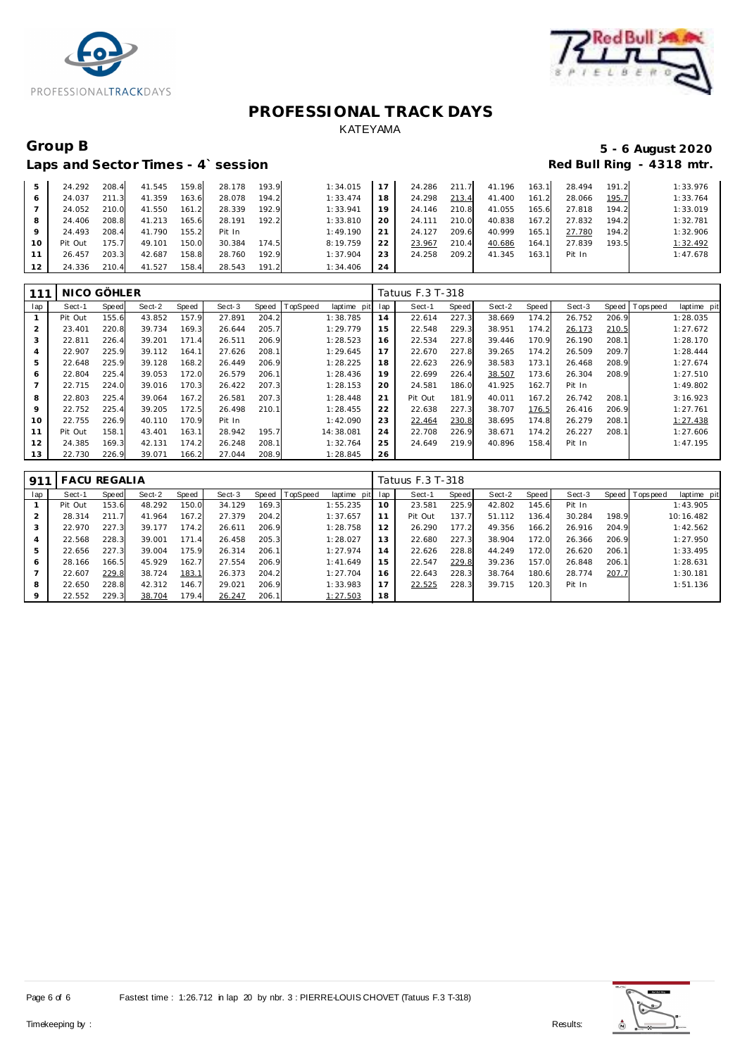# PROFESSIONAL TRACK DAYS

KATEYAMA

## Group B

**5 - 6 August 2020**

**Laps and Sector Times - 4` session**

**Red Bull Ring - 4318 mtr.**

| lap | Sect-1 | Speed | Sect-2 | Speed | Sect-3 | Speed | TopSpeed | laptime pit | lap | Sect-1 | Speed | Sect-2 | Speed | Sect-3 | Speed | Topspeed | laptime pit |
|---|---|---|---|---|---|---|---|---|---|---|---|---|---|---|---|---|---|
| 5 | 24.292 | 208.4 | 41.545 | 159.8 | 28.178 | 193.9 | | 1:34.015 | 17 | 24.286 | 211.7 | 41.196 | 163.1 | 28.494 | 191.2 | | 1:33.976 |
| 6 | 24.037 | 211.3 | 41.359 | 163.6 | 28.078 | 194.2 | | 1:33.474 | 18 | 24.298 | 213.4 | 41.400 | 161.2 | 28.066 | 195.7 | | 1:33.764 |
| 7 | 24.052 | 210.0 | 41.550 | 161.2 | 28.339 | 192.9 | | 1:33.941 | 19 | 24.146 | 210.8 | 41.055 | 165.6 | 27.818 | 194.2 | | 1:33.019 |
| 8 | 24.406 | 208.8 | 41.213 | 165.6 | 28.191 | 192.2 | | 1:33.810 | 20 | 24.111 | 210.0 | 40.838 | 167.2 | 27.832 | 194.2 | | 1:32.781 |
| 9 | 24.493 | 208.4 | 41.790 | 155.2 | Pit In | | | 1:49.190 | 21 | 24.127 | 209.6 | 40.999 | 165.1 | 27.780 | 194.2 | | 1:32.906 |
| 10 | Pit Out | 175.7 | 49.101 | 150.0 | 30.384 | 174.5 | | 8:19.759 | 22 | 23.967 | 210.4 | 40.686 | 164.1 | 27.839 | 193.5 | | 1:32.492 |
| 11 | 26.457 | 203.3 | 42.687 | 158.8 | 28.760 | 192.9 | | 1:37.904 | 23 | 24.258 | 209.2 | 41.345 | 163.1 | Pit In | | | 1:47.678 |
| 12 | 24.336 | 210.4 | 41.527 | 158.4 | 28.543 | 191.2 | | 1:34.406 | 24 | | | | | | | | |

**111 NICO GÖHLER** — Tatuus F.3 T-318

| lap | Sect-1 | Speed | Sect-2 | Speed | Sect-3 | Speed | TopSpeed | laptime pit | lap | Sect-1 | Speed | Sect-2 | Speed | Sect-3 | Speed | Topspeed | laptime pit |
|---|---|---|---|---|---|---|---|---|---|---|---|---|---|---|---|---|---|
| 1 | Pit Out | 155.6 | 43.852 | 157.9 | 27.891 | 204.2 | | 1:38.785 | 14 | 22.614 | 227.3 | 38.669 | 174.2 | 26.752 | 206.9 | | 1:28.035 |
| 2 | 23.401 | 220.8 | 39.734 | 169.3 | 26.644 | 205.7 | | 1:29.779 | 15 | 22.548 | 229.3 | 38.951 | 174.2 | 26.173 | 210.5 | | 1:27.672 |
| 3 | 22.811 | 226.4 | 39.201 | 171.4 | 26.511 | 206.9 | | 1:28.523 | 16 | 22.534 | 227.8 | 39.446 | 170.9 | 26.190 | 208.1 | | 1:28.170 |
| 4 | 22.907 | 225.9 | 39.112 | 164.1 | 27.626 | 208.1 | | 1:29.645 | 17 | 22.670 | 227.8 | 39.265 | 174.2 | 26.509 | 209.7 | | 1:28.444 |
| 5 | 22.648 | 225.9 | 39.128 | 168.2 | 26.449 | 206.9 | | 1:28.225 | 18 | 22.623 | 226.9 | 38.583 | 173.1 | 26.468 | 208.9 | | 1:27.674 |
| 6 | 22.804 | 225.4 | 39.053 | 172.0 | 26.579 | 206.1 | | 1:28.436 | 19 | 22.699 | 226.4 | 38.507 | 173.6 | 26.304 | 208.9 | | 1:27.510 |
| 7 | 22.715 | 224.0 | 39.016 | 170.3 | 26.422 | 207.3 | | 1:28.153 | 20 | 24.581 | 186.0 | 41.925 | 162.7 | Pit In | | | 1:49.802 |
| 8 | 22.803 | 225.4 | 39.064 | 167.2 | 26.581 | 207.3 | | 1:28.448 | 21 | Pit Out | 181.9 | 40.011 | 167.2 | 26.742 | 208.1 | | 3:16.923 |
| 9 | 22.752 | 225.4 | 39.205 | 172.5 | 26.498 | 210.1 | | 1:28.455 | 22 | 22.638 | 227.3 | 38.707 | 176.5 | 26.416 | 206.9 | | 1:27.761 |
| 10 | 22.755 | 226.9 | 40.110 | 170.9 | Pit In | | | 1:42.090 | 23 | 22.464 | 230.8 | 38.695 | 174.8 | 26.279 | 208.1 | | 1:27.438 |
| 11 | Pit Out | 158.1 | 43.401 | 163.1 | 28.942 | 195.7 | | 14:38.081 | 24 | 22.708 | 226.9 | 38.671 | 174.2 | 26.227 | 208.1 | | 1:27.606 |
| 12 | 24.385 | 169.3 | 42.131 | 174.2 | 26.248 | 208.1 | | 1:32.764 | 25 | 24.649 | 219.9 | 40.896 | 158.4 | Pit In | | | 1:47.195 |
| 13 | 22.730 | 226.9 | 39.071 | 166.2 | 27.044 | 208.9 | | 1:28.845 | 26 | | | | | | | | |

**911 FACU REGALIA** — Tatuus F.3 T-318

| lap | Sect-1 | Speed | Sect-2 | Speed | Sect-3 | Speed | TopSpeed | laptime pit | lap | Sect-1 | Speed | Sect-2 | Speed | Sect-3 | Speed | Topspeed | laptime pit |
|---|---|---|---|---|---|---|---|---|---|---|---|---|---|---|---|---|---|
| 1 | Pit Out | 153.6 | 48.292 | 150.0 | 34.129 | 169.3 | | 1:55.235 | 10 | 23.581 | 225.9 | 42.802 | 145.6 | Pit In | | | 1:43.905 |
| 2 | 28.314 | 211.7 | 41.964 | 167.2 | 27.379 | 204.2 | | 1:37.657 | 11 | Pit Out | 137.7 | 51.112 | 136.4 | 30.284 | 198.9 | | 10:16.482 |
| 3 | 22.970 | 227.3 | 39.177 | 174.2 | 26.611 | 206.9 | | 1:28.758 | 12 | 26.290 | 177.2 | 49.356 | 166.2 | 26.916 | 204.9 | | 1:42.562 |
| 4 | 22.568 | 228.3 | 39.001 | 171.4 | 26.458 | 205.3 | | 1:28.027 | 13 | 22.680 | 227.3 | 38.904 | 172.0 | 26.366 | 206.9 | | 1:27.950 |
| 5 | 22.656 | 227.3 | 39.004 | 175.9 | 26.314 | 206.1 | | 1:27.974 | 14 | 22.626 | 228.8 | 44.249 | 172.0 | 26.620 | 206.1 | | 1:33.495 |
| 6 | 28.166 | 166.5 | 45.929 | 162.7 | 27.554 | 206.9 | | 1:41.649 | 15 | 22.547 | 229.8 | 39.236 | 157.0 | 26.848 | 206.1 | | 1:28.631 |
| 7 | 22.607 | 229.8 | 38.724 | 183.1 | 26.373 | 204.2 | | 1:27.704 | 16 | 22.643 | 228.3 | 38.764 | 180.6 | 28.774 | 207.7 | | 1:30.181 |
| 8 | 22.650 | 228.8 | 42.312 | 146.7 | 29.021 | 206.9 | | 1:33.983 | 17 | 22.525 | 228.3 | 39.715 | 120.3 | Pit In | | | 1:51.136 |
| 9 | 22.552 | 229.3 | 38.704 | 179.4 | 26.247 | 206.1 | | 1:27.503 | 18 | | | | | | | | |

Fastest time : 1:26.712 in lap 20 by nbr. 3 : PIERRE-LOUIS CHOVET (Tatuus F.3 T-318)

Timekeeping by : Results: